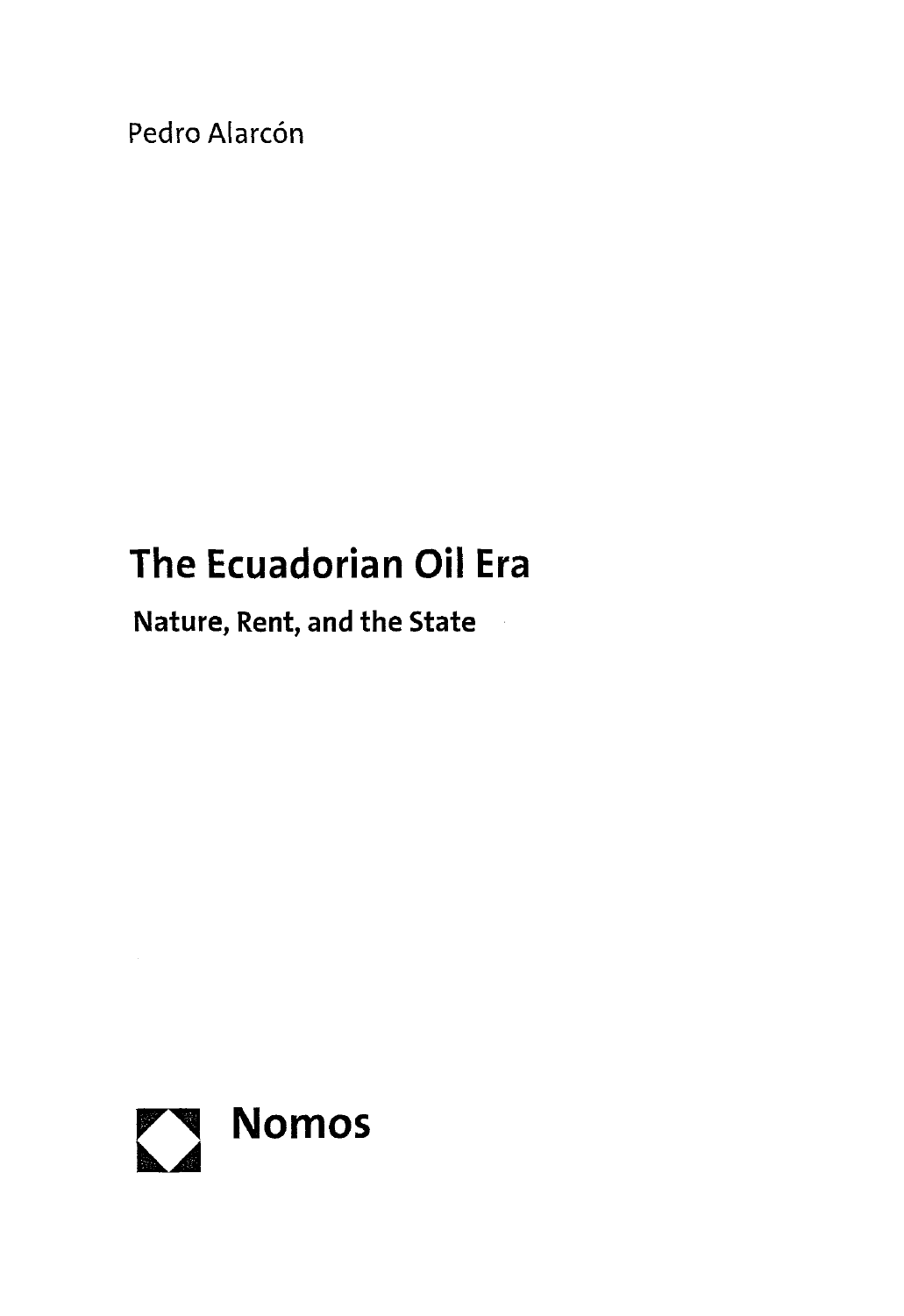Pedro Alarcón

# The Ecuadorian Oil Era

## Nature, Rent, and the State

Nomos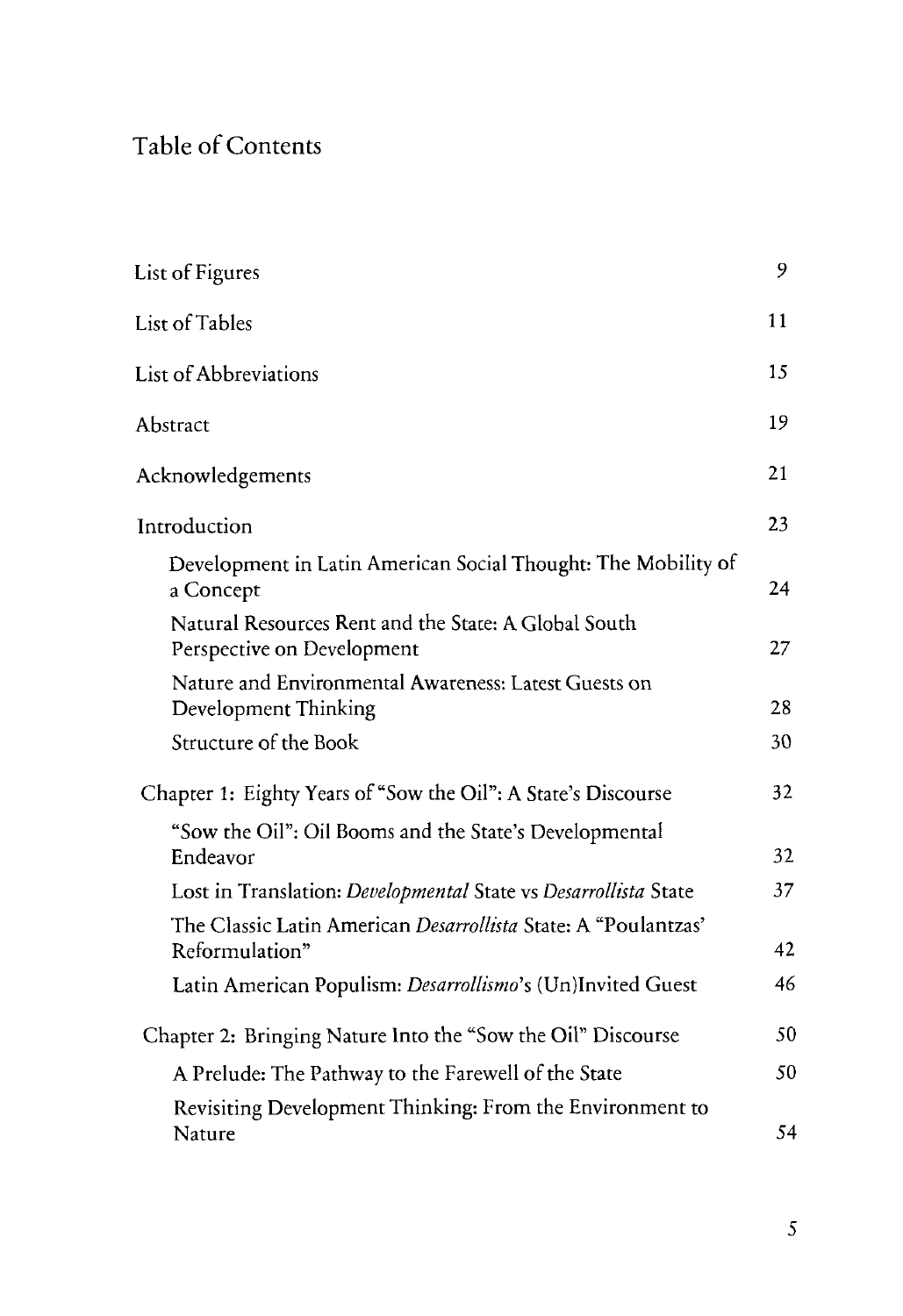# Table of Contents

| | |
|---|---|
| List of Figures | 9 |
| List of Tables | 11 |
| List of Abbreviations | 15 |
| Abstract | 19 |
| Acknowledgements | 21 |
| Introduction | 23 |
| Development in Latin American Social Thought: The Mobility of a Concept | 24 |
| Natural Resources Rent and the State: A Global South Perspective on Development | 27 |
| Nature and Environmental Awareness: Latest Guests on Development Thinking | 28 |
| Structure of the Book | 30 |
| Chapter 1: Eighty Years of "Sow the Oil": A State's Discourse | 32 |
| "Sow the Oil": Oil Booms and the State's Developmental Endeavor | 32 |
| Lost in Translation: *Developmental* State vs *Desarrollista* State | 37 |
| The Classic Latin American *Desarrollista* State: A "Poulantzas' Reformulation" | 42 |
| Latin American Populism: *Desarrollismo*'s (Un)Invited Guest | 46 |
| Chapter 2: Bringing Nature Into the "Sow the Oil" Discourse | 50 |
| A Prelude: The Pathway to the Farewell of the State | 50 |
| Revisiting Development Thinking: From the Environment to Nature | 54 |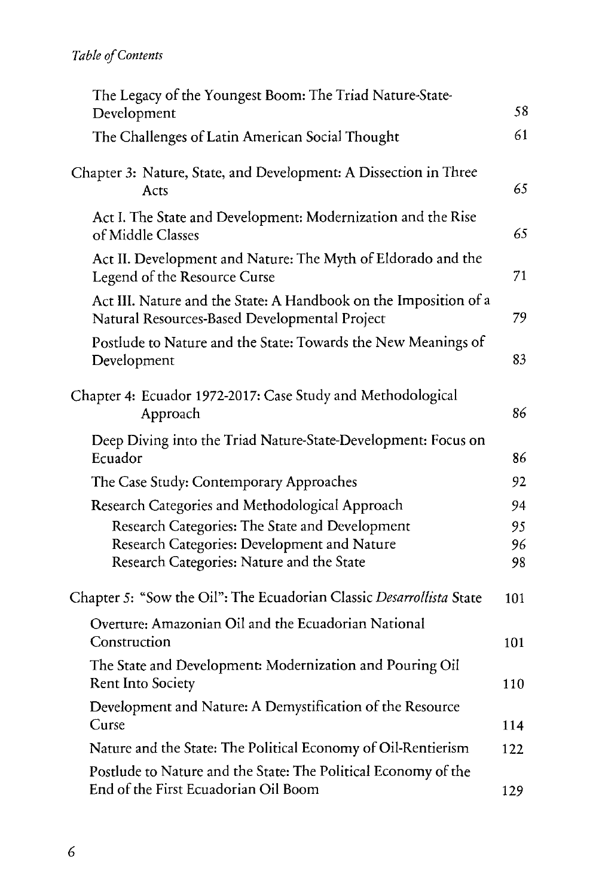The Legacy of the Youngest Boom: The Triad Nature-State-Development 58

The Challenges of Latin American Social Thought 61

Chapter 3: Nature, State, and Development: A Dissection in Three Acts 65

Act I. The State and Development: Modernization and the Rise of Middle Classes 65

Act II. Development and Nature: The Myth of Eldorado and the Legend of the Resource Curse 71

Act III. Nature and the State: A Handbook on the Imposition of a Natural Resources-Based Developmental Project 79

Postlude to Nature and the State: Towards the New Meanings of Development 83

Chapter 4: Ecuador 1972-2017: Case Study and Methodological Approach 86

Deep Diving into the Triad Nature-State-Development: Focus on Ecuador 86

The Case Study: Contemporary Approaches 92

Research Categories and Methodological Approach 94

Research Categories: The State and Development 95

Research Categories: Development and Nature 96

Research Categories: Nature and the State 98

Chapter 5: "Sow the Oil": The Ecuadorian Classic *Desarrollista* State 101

Overture: Amazonian Oil and the Ecuadorian National Construction 101

The State and Development: Modernization and Pouring Oil Rent Into Society 110

Development and Nature: A Demystification of the Resource Curse 114

Nature and the State: The Political Economy of Oil-Rentierism 122

Postlude to Nature and the State: The Political Economy of the End of the First Ecuadorian Oil Boom 129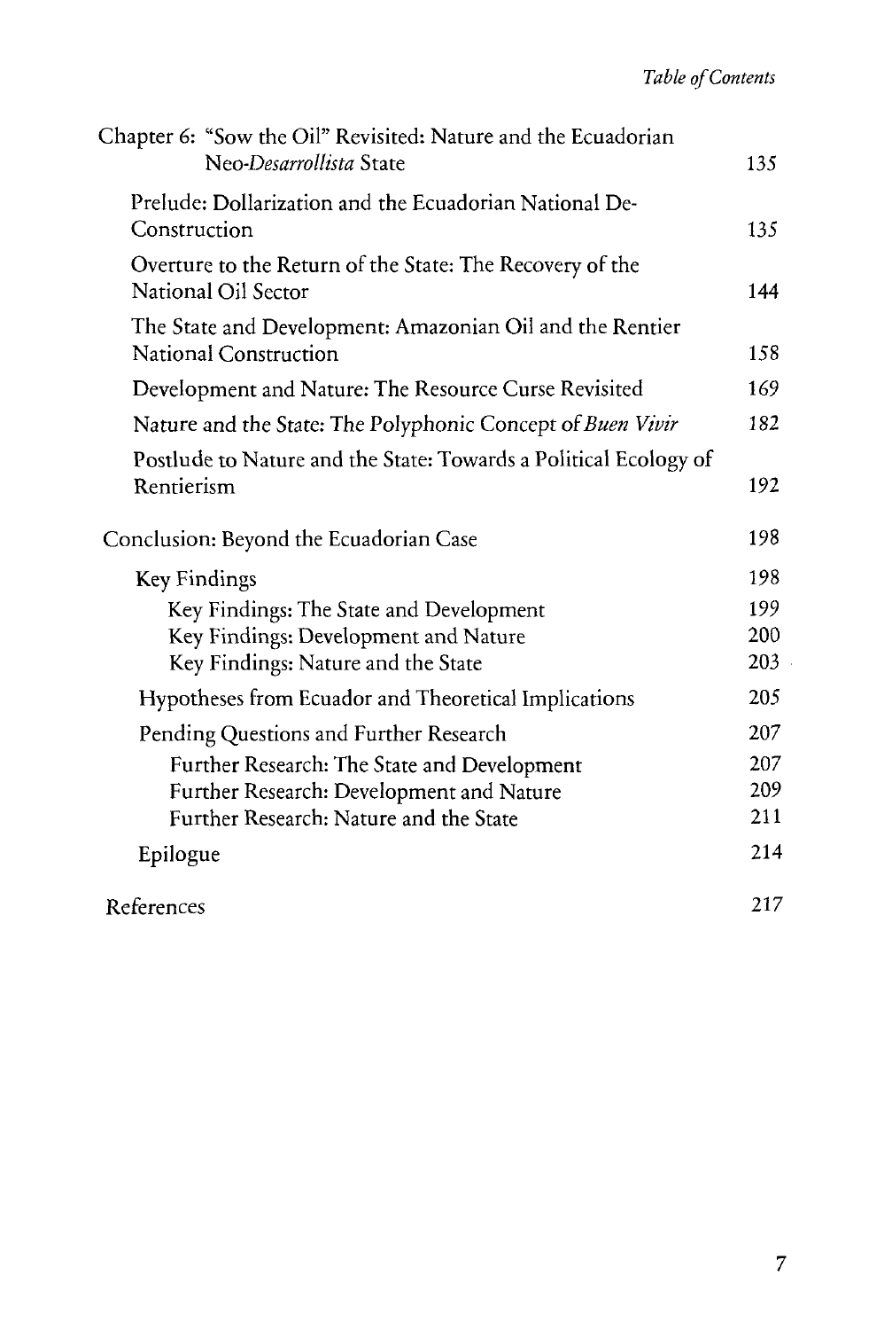| | |
|---|---|
| Chapter 6: "Sow the Oil" Revisited: Nature and the Ecuadorian Neo-*Desarrollista* State | 135 |
| Prelude: Dollarization and the Ecuadorian National De-Construction | 135 |
| Overture to the Return of the State: The Recovery of the National Oil Sector | 144 |
| The State and Development: Amazonian Oil and the Rentier National Construction | 158 |
| Development and Nature: The Resource Curse Revisited | 169 |
| Nature and the State: The Polyphonic Concept of *Buen Vivir* | 182 |
| Postlude to Nature and the State: Towards a Political Ecology of Rentierism | 192 |
| Conclusion: Beyond the Ecuadorian Case | 198 |
| Key Findings | 198 |
| Key Findings: The State and Development | 199 |
| Key Findings: Development and Nature | 200 |
| Key Findings: Nature and the State | 203 |
| Hypotheses from Ecuador and Theoretical Implications | 205 |
| Pending Questions and Further Research | 207 |
| Further Research: The State and Development | 207 |
| Further Research: Development and Nature | 209 |
| Further Research: Nature and the State | 211 |
| Epilogue | 214 |
| References | 217 |